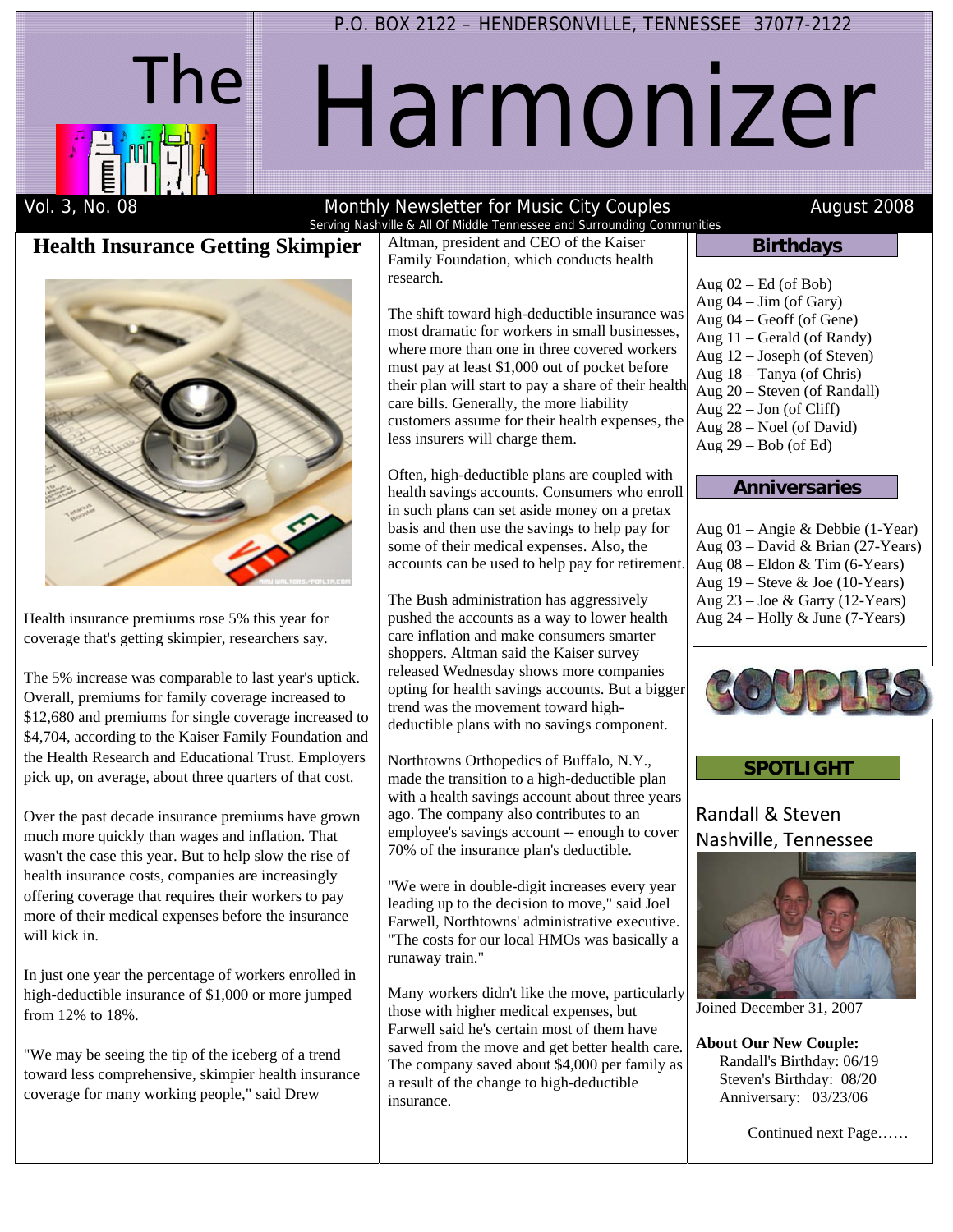P.O. BOX 2122 – HENDERSONVILLE, TENNESSEE 37077-2122

# The Harmonizer

Vol. 3, No. 08 — Monthly Newsletter for Music City Couples — August 2008

Serving Nashville & All Of Middle Tennessee and Surrounding Communities

## Health Insurance Getting Skimpier

Health insurance premiums rose 5% this year for coverage that's getting skimpier, researchers say.

The 5% increase was comparable to last year's uptick. Overall, premiums for family coverage increased to $12,680 and premiums for single coverage increased to $4,704, according to the Kaiser Family Foundation and the Health Research and Educational Trust. Employers pick up, on average, about three quarters of that cost.

Over the past decade insurance premiums have grown much more quickly than wages and inflation. That wasn't the case this year. But to help slow the rise of health insurance costs, companies are increasingly offering coverage that requires their workers to pay more of their medical expenses before the insurance will kick in.

In just one year the percentage of workers enrolled in high-deductible insurance of $1,000 or more jumped from 12% to 18%.

"We may be seeing the tip of the iceberg of a trend toward less comprehensive, skimpier health insurance coverage for many working people," said Drew Altman, president and CEO of the Kaiser Family Foundation, which conducts health research.

The shift toward high-deductible insurance was most dramatic for workers in small businesses, where more than one in three covered workers must pay at least $1,000 out of pocket before their plan will start to pay a share of their health care bills. Generally, the more liability customers assume for their health expenses, the less insurers will charge them.

Often, high-deductible plans are coupled with health savings accounts. Consumers who enroll in such plans can set aside money on a pretax basis and then use the savings to help pay for some of their medical expenses. Also, the accounts can be used to help pay for retirement.

The Bush administration has aggressively pushed the accounts as a way to lower health care inflation and make consumers smarter shoppers. Altman said the Kaiser survey released Wednesday shows more companies opting for health savings accounts. But a bigger trend was the movement toward high-deductible plans with no savings component.

Northtowns Orthopedics of Buffalo, N.Y., made the transition to a high-deductible plan with a health savings account about three years ago. The company also contributes to an employee's savings account -- enough to cover 70% of the insurance plan's deductible.

"We were in double-digit increases every year leading up to the decision to move," said Joel Farwell, Northtowns' administrative executive. "The costs for our local HMOs was basically a runaway train."

Many workers didn't like the move, particularly those with higher medical expenses, but Farwell said he's certain most of them have saved from the move and get better health care. The company saved about $4,000 per family as a result of the change to high-deductible insurance.

## Birthdays

Aug 02 – Ed (of Bob)
Aug 04 – Jim (of Gary)
Aug 04 – Geoff (of Gene)
Aug 11 – Gerald (of Randy)
Aug 12 – Joseph (of Steven)
Aug 18 – Tanya (of Chris)
Aug 20 – Steven (of Randall)
Aug 22 – Jon (of Cliff)
Aug 28 – Noel (of David)
Aug 29 – Bob (of Ed)

## Anniversaries

Aug 01 – Angie & Debbie (1-Year)
Aug 03 – David & Brian (27-Years)
Aug 08 – Eldon & Tim (6-Years)
Aug 19 – Steve & Joe (10-Years)
Aug 23 – Joe & Garry (12-Years)
Aug 24 – Holly & June (7-Years)

## COUPLES SPOTLIGHT

Randall & Steven
Nashville, Tennessee

Joined December 31, 2007

**About Our New Couple:**
Randall's Birthday: 06/19
Steven's Birthday: 08/20
Anniversary: 03/23/06

Continued next Page……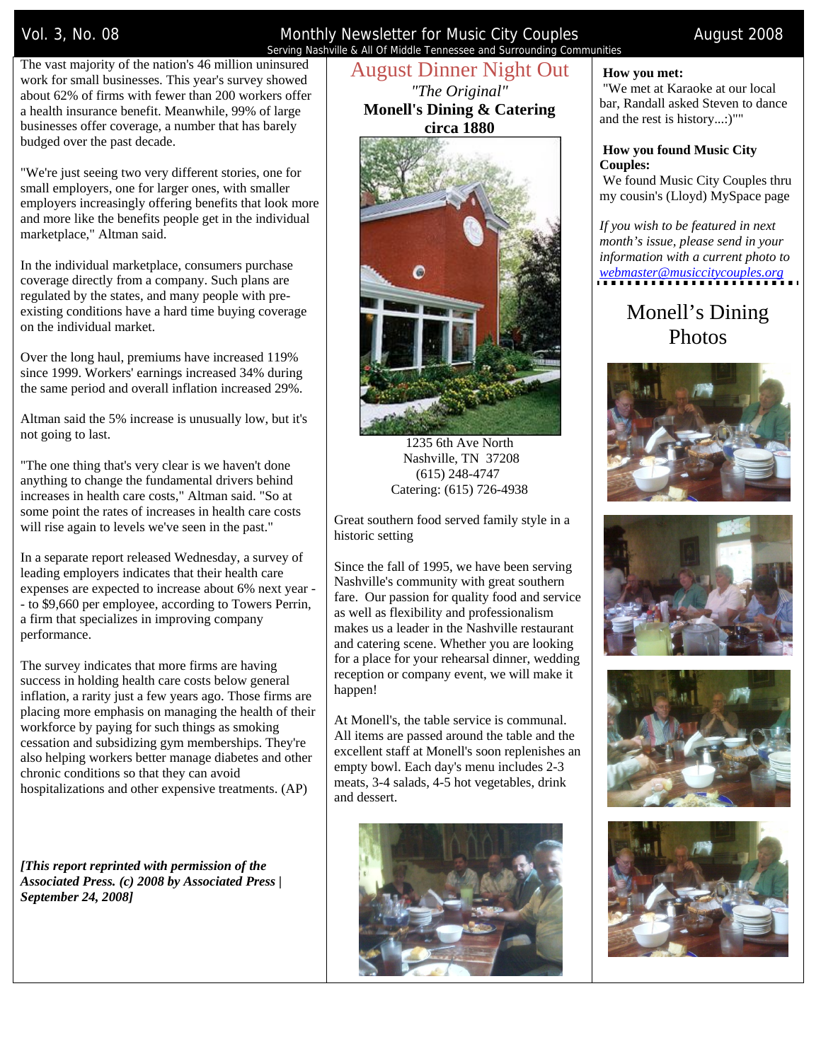The vast majority of the nation's 46 million uninsured work for small businesses. This year's survey showed about 62% of firms with fewer than 200 workers offer a health insurance benefit. Meanwhile, 99% of large businesses offer coverage, a number that has barely budged over the past decade.

"We're just seeing two very different stories, one for small employers, one for larger ones, with smaller employers increasingly offering benefits that look more and more like the benefits people get in the individual marketplace," Altman said.

In the individual marketplace, consumers purchase coverage directly from a company. Such plans are regulated by the states, and many people with pre-existing conditions have a hard time buying coverage on the individual market.

Over the long haul, premiums have increased 119% since 1999. Workers' earnings increased 34% during the same period and overall inflation increased 29%.

Altman said the 5% increase is unusually low, but it's not going to last.

"The one thing that's very clear is we haven't done anything to change the fundamental drivers behind increases in health care costs," Altman said. "So at some point the rates of increases in health care costs will rise again to levels we've seen in the past."

In a separate report released Wednesday, a survey of leading employers indicates that their health care expenses are expected to increase about 6% next year -- to $9,660 per employee, according to Towers Perrin, a firm that specializes in improving company performance.

The survey indicates that more firms are having success in holding health care costs below general inflation, a rarity just a few years ago. Those firms are placing more emphasis on managing the health of their workforce by paying for such things as smoking cessation and subsidizing gym memberships. They're also helping workers better manage diabetes and other chronic conditions so that they can avoid hospitalizations and other expensive treatments. (AP)

***[This report reprinted with permission of the Associated Press. (c) 2008 by Associated Press | September 24, 2008]***

## August Dinner Night Out

*"The Original"*

**Monell's Dining & Catering**
**circa 1880**

1235 6th Ave North
Nashville, TN 37208
(615) 248-4747
Catering: (615) 726-4938

Great southern food served family style in a historic setting

Since the fall of 1995, we have been serving Nashville's community with great southern fare. Our passion for quality food and service as well as flexibility and professionalism makes us a leader in the Nashville restaurant and catering scene. Whether you are looking for a place for your rehearsal dinner, wedding reception or company event, we will make it happen!

At Monell's, the table service is communal. All items are passed around the table and the excellent staff at Monell's soon replenishes an empty bowl. Each day's menu includes 2-3 meats, 3-4 salads, 4-5 hot vegetables, drink and dessert.

**How you met:**
"We met at Karaoke at our local bar, Randall asked Steven to dance and the rest is history...:)""

**How you found Music City Couples:**
We found Music City Couples thru my cousin's (Lloyd) MySpace page

*If you wish to be featured in next month's issue, please send in your information with a current photo to webmaster@musiccitycouples.org*

## Monell's Dining Photos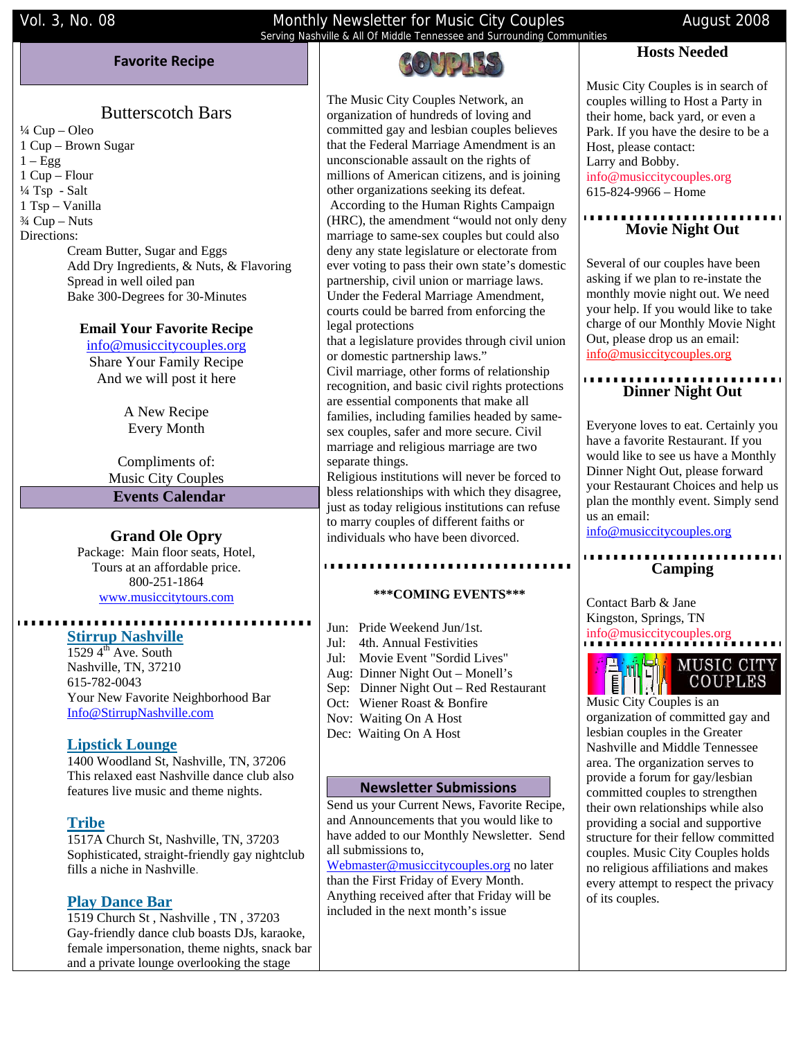## Favorite Recipe

### Butterscotch Bars

¼ Cup – Oleo
1 Cup – Brown Sugar
1 – Egg
1 Cup – Flour
¼ Tsp - Salt
1 Tsp – Vanilla
¾ Cup – Nuts

Directions:

Cream Butter, Sugar and Eggs
Add Dry Ingredients, & Nuts, & Flavoring
Spread in well oiled pan
Bake 300-Degrees for 30-Minutes

**Email Your Favorite Recipe**
info@musiccitycouples.org
Share Your Family Recipe
And we will post it here

A New Recipe
Every Month

Compliments of:
Music City Couples

## Events Calendar

### Grand Ole Opry

Package: Main floor seats, Hotel, Tours at an affordable price.
800-251-1864
www.musiccitytours.com

### Stirrup Nashville

1529 4th Ave. South
Nashville, TN, 37210
615-782-0043
Your New Favorite Neighborhood Bar
Info@StirrupNashville.com

### Lipstick Lounge

1400 Woodland St, Nashville, TN, 37206
This relaxed east Nashville dance club also features live music and theme nights.

### Tribe

1517A Church St, Nashville, TN, 37203
Sophisticated, straight-friendly gay nightclub fills a niche in Nashville.

### Play Dance Bar

1519 Church St , Nashville , TN , 37203
Gay-friendly dance club boasts DJs, karaoke, female impersonation, theme nights, snack bar and a private lounge overlooking the stage

## COUPLES

The Music City Couples Network, an organization of hundreds of loving and committed gay and lesbian couples believes that the Federal Marriage Amendment is an unconscionable assault on the rights of millions of American citizens, and is joining other organizations seeking its defeat.

According to the Human Rights Campaign (HRC), the amendment “would not only deny marriage to same-sex couples but could also deny any state legislature or electorate from ever voting to pass their own state’s domestic partnership, civil union or marriage laws. Under the Federal Marriage Amendment, courts could be barred from enforcing the legal protections that a legislature provides through civil union or domestic partnership laws.”

Civil marriage, other forms of relationship recognition, and basic civil rights protections are essential components that make all families, including families headed by same-sex couples, safer and more secure. Civil marriage and religious marriage are two separate things.

Religious institutions will never be forced to bless relationships with which they disagree, just as today religious institutions can refuse to marry couples of different faiths or individuals who have been divorced.

**\*\*\*COMING EVENTS\*\*\***

Jun: Pride Weekend Jun/1st.
Jul: 4th. Annual Festivities
Jul: Movie Event "Sordid Lives"
Aug: Dinner Night Out – Monell’s
Sep: Dinner Night Out – Red Restaurant
Oct: Wiener Roast & Bonfire
Nov: Waiting On A Host
Dec: Waiting On A Host

## Newsletter Submissions

Send us your Current News, Favorite Recipe, and Announcements that you would like to have added to our Monthly Newsletter. Send all submissions to, Webmaster@musiccitycouples.org no later than the First Friday of Every Month. Anything received after that Friday will be included in the next month’s issue

## Hosts Needed

Music City Couples is in search of couples willing to Host a Party in their home, back yard, or even a Park. If you have the desire to be a Host, please contact:
Larry and Bobby.
info@musiccitycouples.org
615-824-9966 – Home

## Movie Night Out

Several of our couples have been asking if we plan to re-instate the monthly movie night out. We need your help. If you would like to take charge of our Monthly Movie Night Out, please drop us an email:
info@musiccitycouples.org

## Dinner Night Out

Everyone loves to eat. Certainly you have a favorite Restaurant. If you would like to see us have a Monthly Dinner Night Out, please forward your Restaurant Choices and help us plan the monthly event. Simply send us an email:
info@musiccitycouples.org

## Camping

Contact Barb & Jane
Kingston, Springs, TN
info@musiccitycouples.org

MUSIC CITY COUPLES

Music City Couples is an organization of committed gay and lesbian couples in the Greater Nashville and Middle Tennessee area. The organization serves to provide a forum for gay/lesbian committed couples to strengthen their own relationships while also providing a social and supportive structure for their fellow committed couples. Music City Couples holds no religious affiliations and makes every attempt to respect the privacy of its couples.